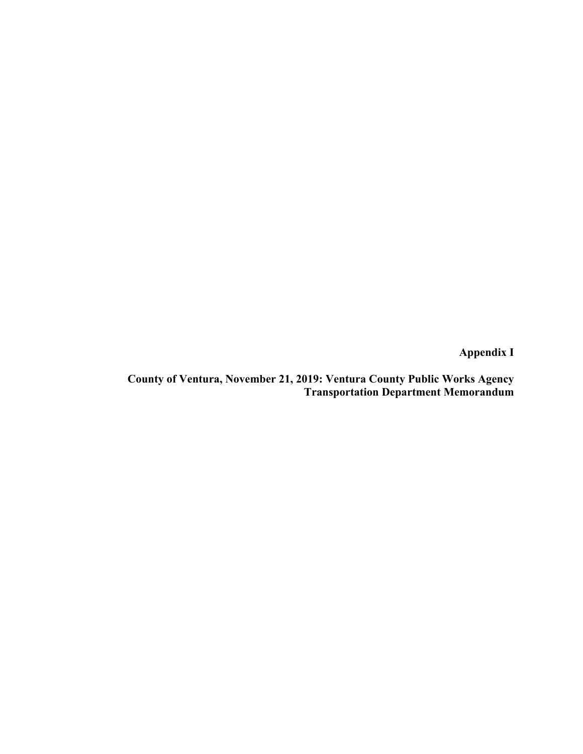**Appendix I**

**County of Ventura, November 21, 2019: Ventura County Public Works Agency Transportation Department Memorandum**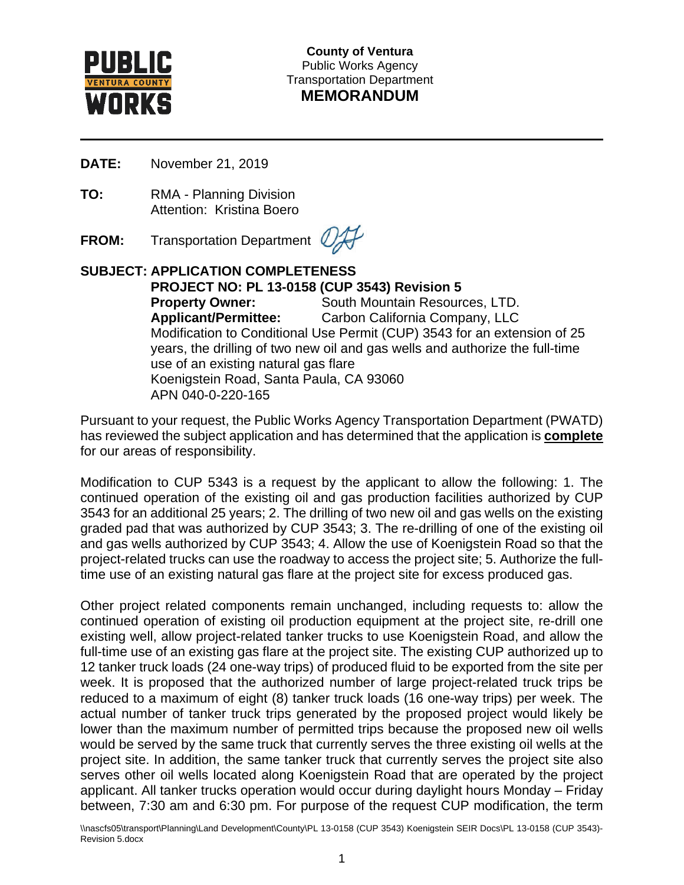**County of Ventura**
Public Works Agency
Transportation Department
**MEMORANDUM**

---

**DATE:** November 21, 2019

**TO:** RMA - Planning Division
Attention: Kristina Boero

**FROM:** Transportation Department

**SUBJECT: APPLICATION COMPLETENESS**
**PROJECT NO: PL 13-0158 (CUP 3543) Revision 5**
**Property Owner:** South Mountain Resources, LTD.
**Applicant/Permittee:** Carbon California Company, LLC
Modification to Conditional Use Permit (CUP) 3543 for an extension of 25 years, the drilling of two new oil and gas wells and authorize the full-time use of an existing natural gas flare
Koenigstein Road, Santa Paula, CA 93060
APN 040-0-220-165

Pursuant to your request, the Public Works Agency Transportation Department (PWATD) has reviewed the subject application and has determined that the application is **complete** for our areas of responsibility.

Modification to CUP 5343 is a request by the applicant to allow the following: 1. The continued operation of the existing oil and gas production facilities authorized by CUP 3543 for an additional 25 years; 2. The drilling of two new oil and gas wells on the existing graded pad that was authorized by CUP 3543; 3. The re-drilling of one of the existing oil and gas wells authorized by CUP 3543; 4. Allow the use of Koenigstein Road so that the project-related trucks can use the roadway to access the project site; 5. Authorize the full-time use of an existing natural gas flare at the project site for excess produced gas.

Other project related components remain unchanged, including requests to: allow the continued operation of existing oil production equipment at the project site, re-drill one existing well, allow project-related tanker trucks to use Koenigstein Road, and allow the full-time use of an existing gas flare at the project site. The existing CUP authorized up to 12 tanker truck loads (24 one-way trips) of produced fluid to be exported from the site per week. It is proposed that the authorized number of large project-related truck trips be reduced to a maximum of eight (8) tanker truck loads (16 one-way trips) per week. The actual number of tanker truck trips generated by the proposed project would likely be lower than the maximum number of permitted trips because the proposed new oil wells would be served by the same truck that currently serves the three existing oil wells at the project site. In addition, the same tanker truck that currently serves the project site also serves other oil wells located along Koenigstein Road that are operated by the project applicant. All tanker trucks operation would occur during daylight hours Monday – Friday between, 7:30 am and 6:30 pm. For purpose of the request CUP modification, the term

\\nascfs05\transport\Planning\Land Development\County\PL 13-0158 (CUP 3543) Koenigstein SEIR Docs\PL 13-0158 (CUP 3543)-Revision 5.docx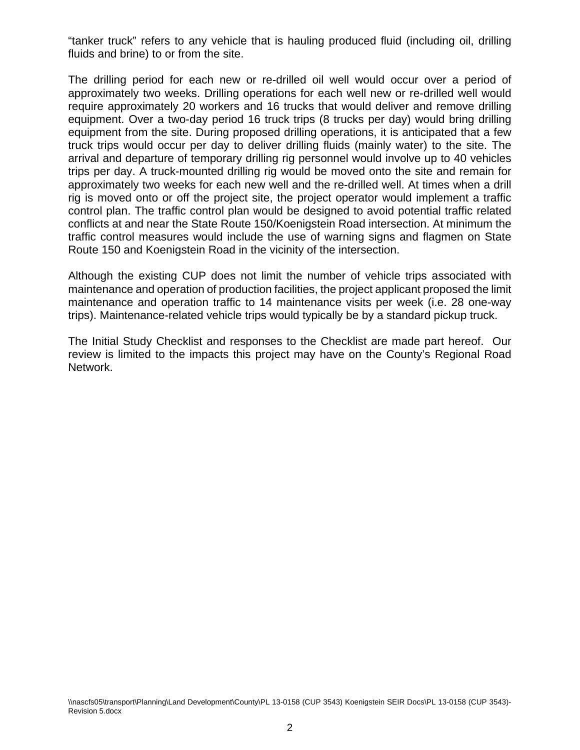"tanker truck" refers to any vehicle that is hauling produced fluid (including oil, drilling fluids and brine) to or from the site.

The drilling period for each new or re-drilled oil well would occur over a period of approximately two weeks. Drilling operations for each well new or re-drilled well would require approximately 20 workers and 16 trucks that would deliver and remove drilling equipment. Over a two-day period 16 truck trips (8 trucks per day) would bring drilling equipment from the site. During proposed drilling operations, it is anticipated that a few truck trips would occur per day to deliver drilling fluids (mainly water) to the site. The arrival and departure of temporary drilling rig personnel would involve up to 40 vehicles trips per day. A truck-mounted drilling rig would be moved onto the site and remain for approximately two weeks for each new well and the re-drilled well. At times when a drill rig is moved onto or off the project site, the project operator would implement a traffic control plan. The traffic control plan would be designed to avoid potential traffic related conflicts at and near the State Route 150/Koenigstein Road intersection. At minimum the traffic control measures would include the use of warning signs and flagmen on State Route 150 and Koenigstein Road in the vicinity of the intersection.

Although the existing CUP does not limit the number of vehicle trips associated with maintenance and operation of production facilities, the project applicant proposed the limit maintenance and operation traffic to 14 maintenance visits per week (i.e. 28 one-way trips). Maintenance-related vehicle trips would typically be by a standard pickup truck.

The Initial Study Checklist and responses to the Checklist are made part hereof. Our review is limited to the impacts this project may have on the County's Regional Road Network.

\\nascfs05\transport\Planning\Land Development\County\PL 13-0158 (CUP 3543) Koenigstein SEIR Docs\PL 13-0158 (CUP 3543)-Revision 5.docx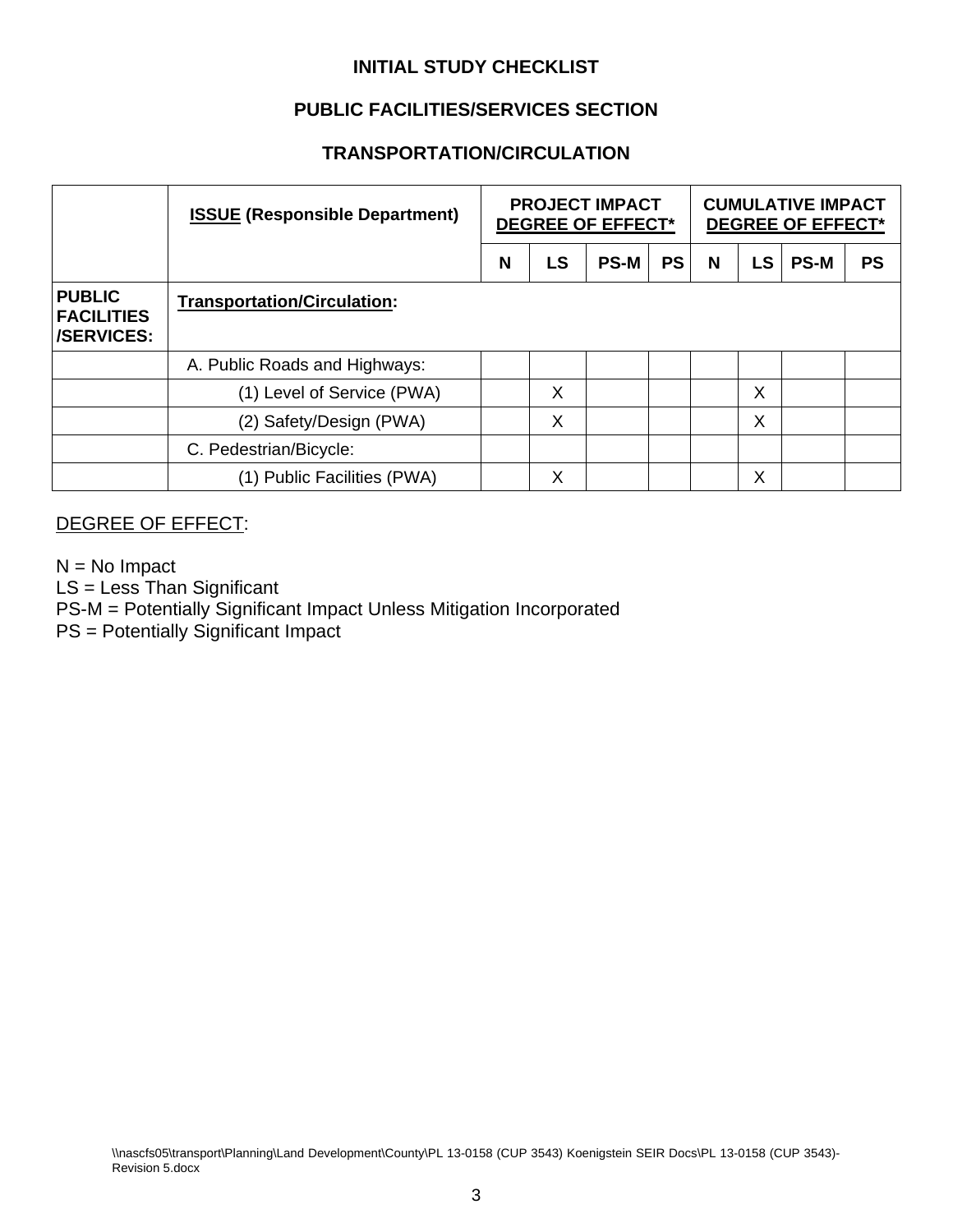**INITIAL STUDY CHECKLIST**

**PUBLIC FACILITIES/SERVICES SECTION**

**TRANSPORTATION/CIRCULATION**

| | **ISSUE (Responsible Department)** | **PROJECT IMPACT DEGREE OF EFFECT*** | | | | **CUMULATIVE IMPACT DEGREE OF EFFECT*** | | | |
|---|---|---|---|---|---|---|---|---|---|
| | | **N** | **LS** | **PS-M** | **PS** | **N** | **LS** | **PS-M** | **PS** |
| **PUBLIC FACILITIES /SERVICES:** | **Transportation/Circulation:** | | | | | | | | |
| | A. Public Roads and Highways: | | | | | | | | |
| | (1) Level of Service (PWA) | | X | | | | X | | |
| | (2) Safety/Design (PWA) | | X | | | | X | | |
| | C. Pedestrian/Bicycle: | | | | | | | | |
| | (1) Public Facilities (PWA) | | X | | | | X | | |

DEGREE OF EFFECT:

N = No Impact
LS = Less Than Significant
PS-M = Potentially Significant Impact Unless Mitigation Incorporated
PS = Potentially Significant Impact

\\nascfs05\transport\Planning\Land Development\County\PL 13-0158 (CUP 3543) Koenigstein SEIR Docs\PL 13-0158 (CUP 3543)-Revision 5.docx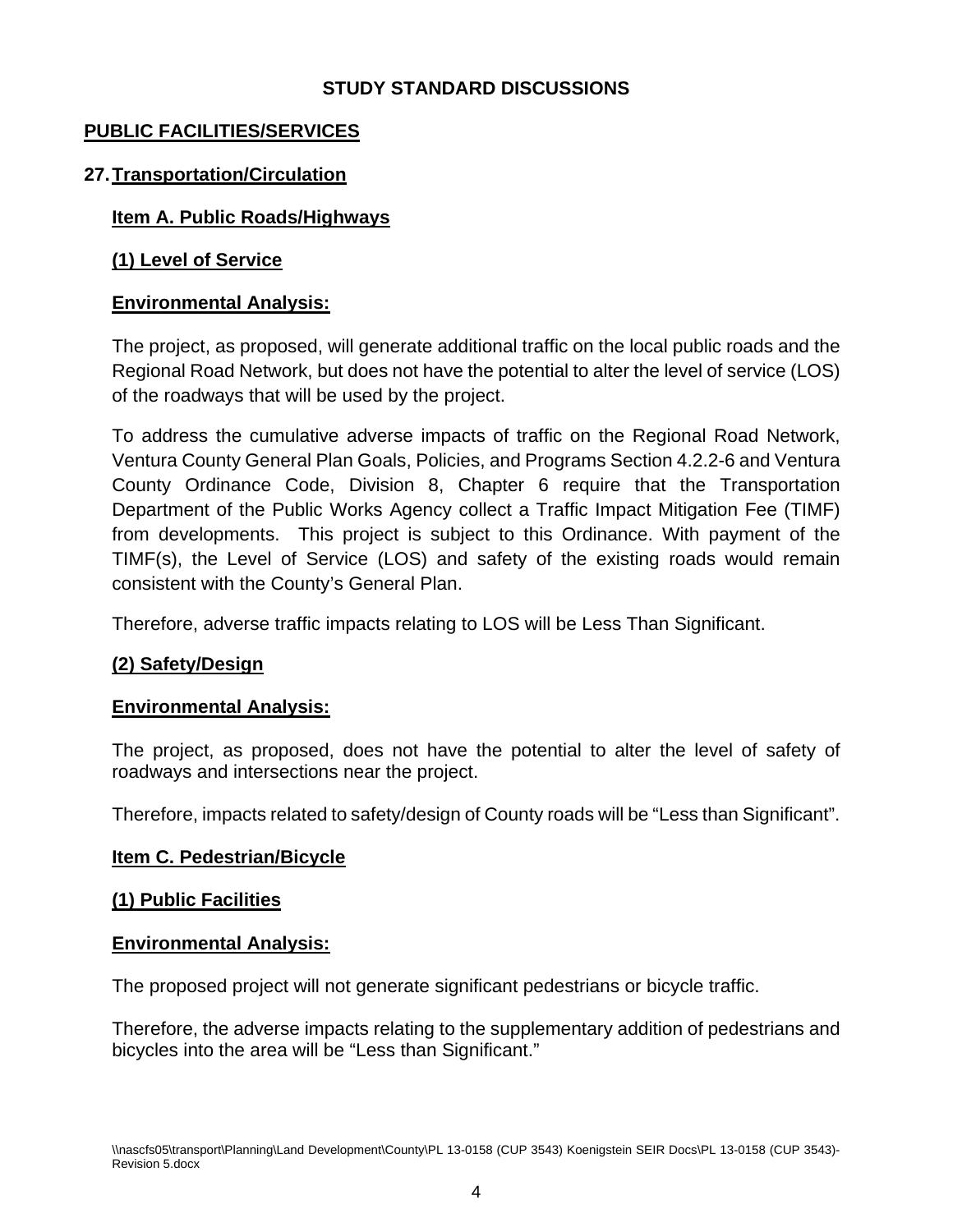## STUDY STANDARD DISCUSSIONS

## PUBLIC FACILITIES/SERVICES

### 27. Transportation/Circulation

#### Item A. Public Roads/Highways

#### (1) Level of Service

**Environmental Analysis:**

The project, as proposed, will generate additional traffic on the local public roads and the Regional Road Network, but does not have the potential to alter the level of service (LOS) of the roadways that will be used by the project.

To address the cumulative adverse impacts of traffic on the Regional Road Network, Ventura County General Plan Goals, Policies, and Programs Section 4.2.2-6 and Ventura County Ordinance Code, Division 8, Chapter 6 require that the Transportation Department of the Public Works Agency collect a Traffic Impact Mitigation Fee (TIMF) from developments. This project is subject to this Ordinance. With payment of the TIMF(s), the Level of Service (LOS) and safety of the existing roads would remain consistent with the County's General Plan.

Therefore, adverse traffic impacts relating to LOS will be Less Than Significant.

#### (2) Safety/Design

**Environmental Analysis:**

The project, as proposed, does not have the potential to alter the level of safety of roadways and intersections near the project.

Therefore, impacts related to safety/design of County roads will be "Less than Significant".

#### Item C. Pedestrian/Bicycle

#### (1) Public Facilities

**Environmental Analysis:**

The proposed project will not generate significant pedestrians or bicycle traffic.

Therefore, the adverse impacts relating to the supplementary addition of pedestrians and bicycles into the area will be "Less than Significant."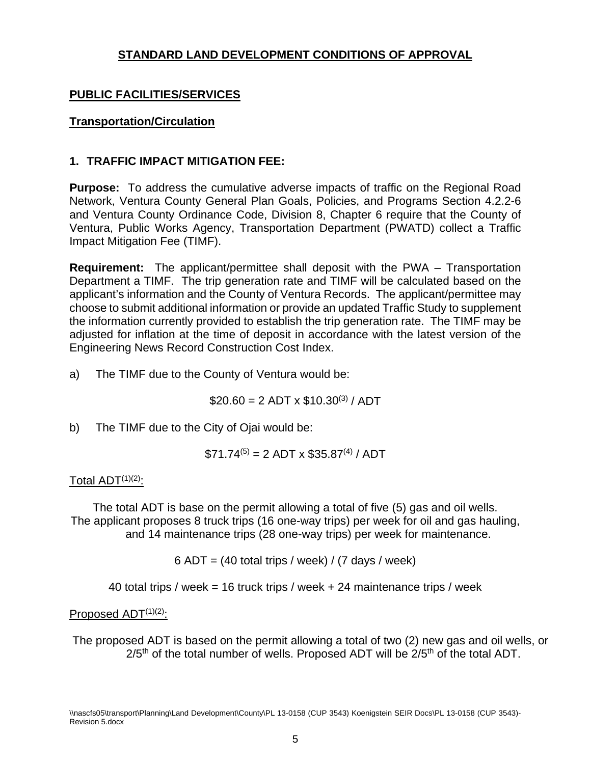## STANDARD LAND DEVELOPMENT CONDITIONS OF APPROVAL

### PUBLIC FACILITIES/SERVICES

### Transportation/Circulation

### 1. TRAFFIC IMPACT MITIGATION FEE:

**Purpose:** To address the cumulative adverse impacts of traffic on the Regional Road Network, Ventura County General Plan Goals, Policies, and Programs Section 4.2.2-6 and Ventura County Ordinance Code, Division 8, Chapter 6 require that the County of Ventura, Public Works Agency, Transportation Department (PWATD) collect a Traffic Impact Mitigation Fee (TIMF).

**Requirement:** The applicant/permittee shall deposit with the PWA – Transportation Department a TIMF. The trip generation rate and TIMF will be calculated based on the applicant's information and the County of Ventura Records. The applicant/permittee may choose to submit additional information or provide an updated Traffic Study to supplement the information currently provided to establish the trip generation rate. The TIMF may be adjusted for inflation at the time of deposit in accordance with the latest version of the Engineering News Record Construction Cost Index.

a) The TIMF due to the County of Ventura would be:

$20.60 = 2 ADT x $10.30[3] / ADT

b) The TIMF due to the City of Ojai would be:

$71.74[5] = 2 ADT x $35.87[4] / ADT

Total ADT[1][2]:

The total ADT is base on the permit allowing a total of five (5) gas and oil wells. The applicant proposes 8 truck trips (16 one-way trips) per week for oil and gas hauling, and 14 maintenance trips (28 one-way trips) per week for maintenance.

6 ADT = (40 total trips / week) / (7 days / week)

40 total trips / week = 16 truck trips / week + 24 maintenance trips / week

Proposed ADT[1][2]:

The proposed ADT is based on the permit allowing a total of two (2) new gas and oil wells, or 2/5th of the total number of wells. Proposed ADT will be 2/5th of the total ADT.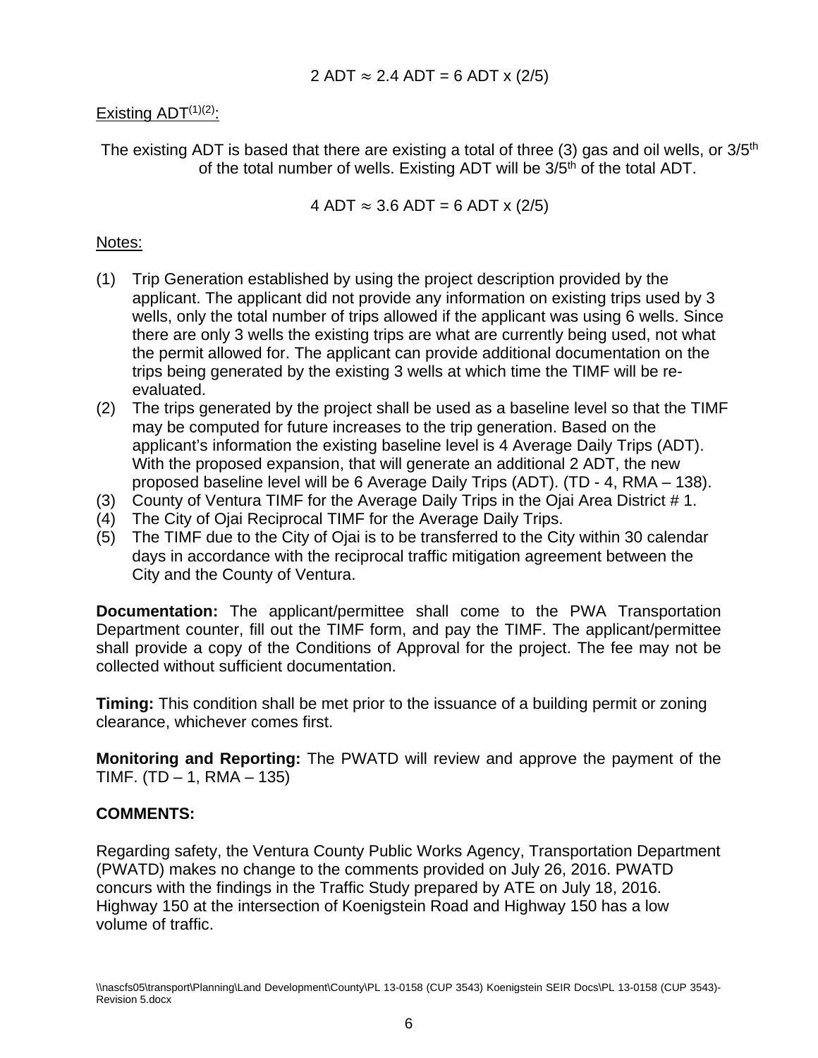$$2 \text{ ADT} \approx 2.4 \text{ ADT} = 6 \text{ ADT} \times (2/5)$$

Existing ADT[(1)(2)]:

The existing ADT is based that there are existing a total of three (3) gas and oil wells, or $3/5^{th}$ of the total number of wells. Existing ADT will be $3/5^{th}$ of the total ADT.

$$4 \text{ ADT} \approx 3.6 \text{ ADT} = 6 \text{ ADT} \times (2/5)$$

Notes:

(1) Trip Generation established by using the project description provided by the applicant. The applicant did not provide any information on existing trips used by 3 wells, only the total number of trips allowed if the applicant was using 6 wells. Since there are only 3 wells the existing trips are what are currently being used, not what the permit allowed for. The applicant can provide additional documentation on the trips being generated by the existing 3 wells at which time the TIMF will be re-evaluated.

(2) The trips generated by the project shall be used as a baseline level so that the TIMF may be computed for future increases to the trip generation. Based on the applicant's information the existing baseline level is 4 Average Daily Trips (ADT). With the proposed expansion, that will generate an additional 2 ADT, the new proposed baseline level will be 6 Average Daily Trips (ADT). (TD - 4, RMA – 138).

(3) County of Ventura TIMF for the Average Daily Trips in the Ojai Area District # 1.

(4) The City of Ojai Reciprocal TIMF for the Average Daily Trips.

(5) The TIMF due to the City of Ojai is to be transferred to the City within 30 calendar days in accordance with the reciprocal traffic mitigation agreement between the City and the County of Ventura.

**Documentation:** The applicant/permittee shall come to the PWA Transportation Department counter, fill out the TIMF form, and pay the TIMF. The applicant/permittee shall provide a copy of the Conditions of Approval for the project. The fee may not be collected without sufficient documentation.

**Timing:** This condition shall be met prior to the issuance of a building permit or zoning clearance, whichever comes first.

**Monitoring and Reporting:** The PWATD will review and approve the payment of the TIMF. (TD – 1, RMA – 135)

**COMMENTS:**

Regarding safety, the Ventura County Public Works Agency, Transportation Department (PWATD) makes no change to the comments provided on July 26, 2016. PWATD concurs with the findings in the Traffic Study prepared by ATE on July 18, 2016. Highway 150 at the intersection of Koenigstein Road and Highway 150 has a low volume of traffic.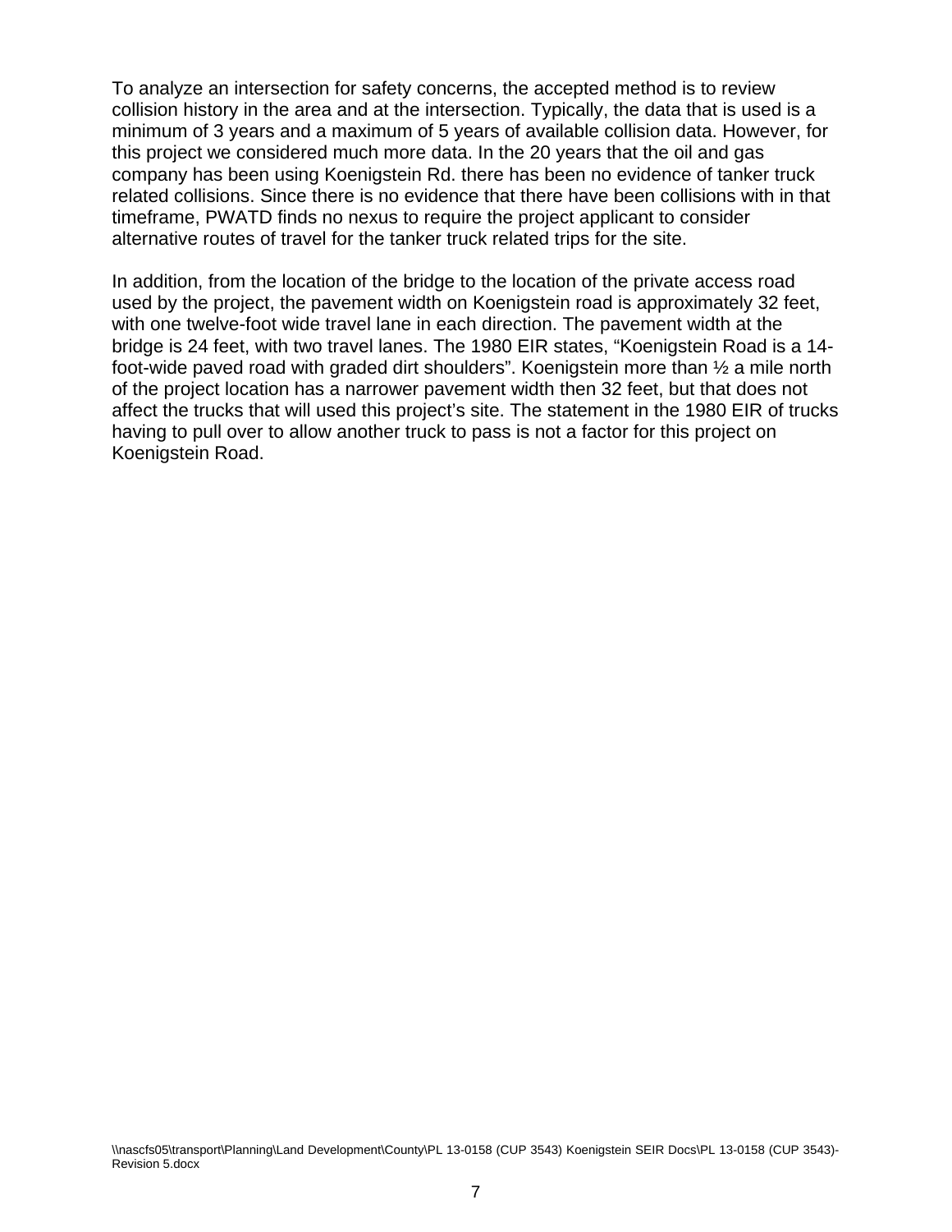To analyze an intersection for safety concerns, the accepted method is to review collision history in the area and at the intersection. Typically, the data that is used is a minimum of 3 years and a maximum of 5 years of available collision data. However, for this project we considered much more data. In the 20 years that the oil and gas company has been using Koenigstein Rd. there has been no evidence of tanker truck related collisions. Since there is no evidence that there have been collisions with in that timeframe, PWATD finds no nexus to require the project applicant to consider alternative routes of travel for the tanker truck related trips for the site.

In addition, from the location of the bridge to the location of the private access road used by the project, the pavement width on Koenigstein road is approximately 32 feet, with one twelve-foot wide travel lane in each direction. The pavement width at the bridge is 24 feet, with two travel lanes. The 1980 EIR states, “Koenigstein Road is a 14-foot-wide paved road with graded dirt shoulders”. Koenigstein more than ½ a mile north of the project location has a narrower pavement width then 32 feet, but that does not affect the trucks that will used this project’s site. The statement in the 1980 EIR of trucks having to pull over to allow another truck to pass is not a factor for this project on Koenigstein Road.